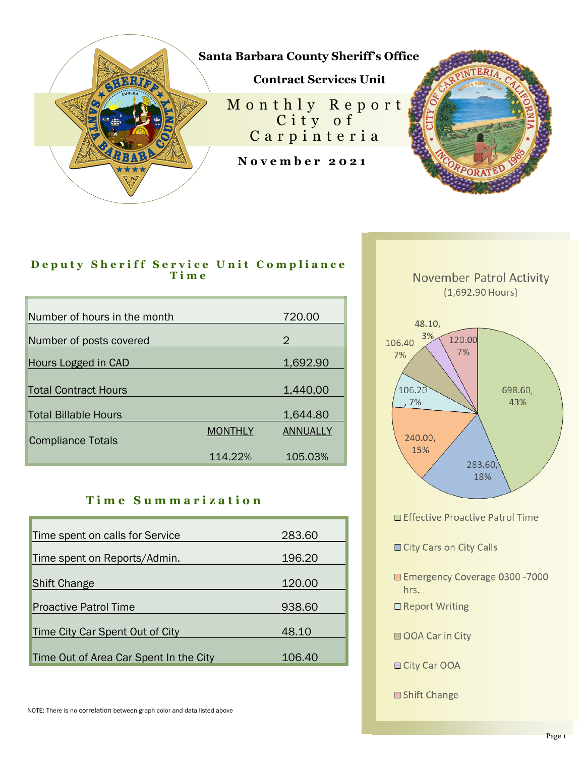**Santa Barbara County Sheriff's Office**

**Contract Services Unit**

# Monthly Report City of Carpinteria

**November 2021**

## Deputy Sheriff Service Unit Compliance Time

| | | |
|---|---|---|
| Number of hours in the month | | 720.00 |
| Number of posts covered | | 2 |
| Hours Logged in CAD | | 1,692.90 |
| Total Contract Hours | | 1,440.00 |
| Total Billable Hours | | 1,644.80 |
| Compliance Totals | MONTHLY | ANNUALLY |
| | 114.22% | 105.03% |

## Time Summarization

| | |
|---|---|
| Time spent on calls for Service | 283.60 |
| Time spent on Reports/Admin. | 196.20 |
| Shift Change | 120.00 |
| Proactive Patrol Time | 938.60 |
| Time City Car Spent Out of City | 48.10 |
| Time Out of Area Car Spent In the City | 106.40 |

NOTE: There is no correlation between graph color and data listed above

November Patrol Activity
(1,692.90 Hours)

| Category | Hours | Percent |
|---|---|---|
| Effective Proactive Patrol Time | 698.60 | 43% |
| City Cars on City Calls | 283.60 | 18% |
| Emergency Coverage 0300 -7000 hrs. | 240.00 | 15% |
| Report Writing | 106.20 | 7% |
| OOA Car in City | 106.40 | 7% |
| City Car OOA | 48.10 | 3% |
| Shift Change | 120.00 | 7% |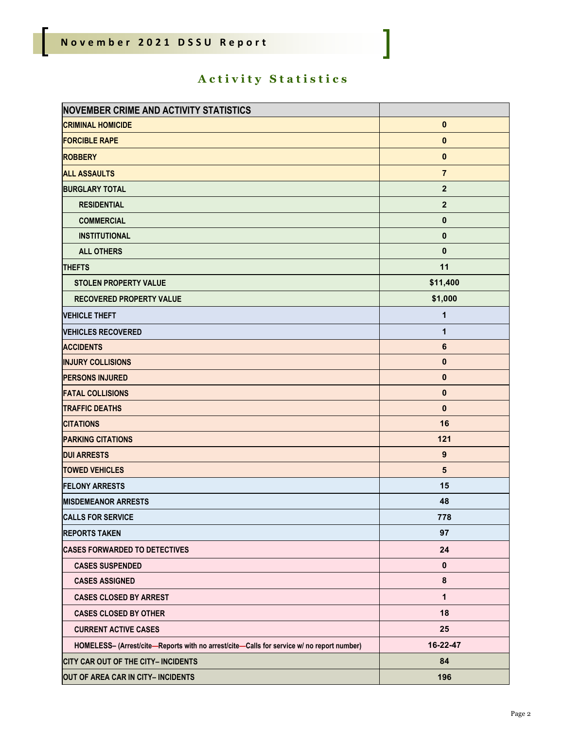## Activity Statistics

| NOVEMBER CRIME AND ACTIVITY STATISTICS | |
|---|---|
| CRIMINAL HOMICIDE | 0 |
| FORCIBLE RAPE | 0 |
| ROBBERY | 0 |
| ALL ASSAULTS | 7 |
| BURGLARY TOTAL | 2 |
| RESIDENTIAL | 2 |
| COMMERCIAL | 0 |
| INSTITUTIONAL | 0 |
| ALL OTHERS | 0 |
| THEFTS | 11 |
| STOLEN PROPERTY VALUE | $11,400 |
| RECOVERED PROPERTY VALUE | $1,000 |
| VEHICLE THEFT | 1 |
| VEHICLES RECOVERED | 1 |
| ACCIDENTS | 6 |
| INJURY COLLISIONS | 0 |
| PERSONS INJURED | 0 |
| FATAL COLLISIONS | 0 |
| TRAFFIC DEATHS | 0 |
| CITATIONS | 16 |
| PARKING CITATIONS | 121 |
| DUI ARRESTS | 9 |
| TOWED VEHICLES | 5 |
| FELONY ARRESTS | 15 |
| MISDEMEANOR ARRESTS | 48 |
| CALLS FOR SERVICE | 778 |
| REPORTS TAKEN | 97 |
| CASES FORWARDED TO DETECTIVES | 24 |
| CASES SUSPENDED | 0 |
| CASES ASSIGNED | 8 |
| CASES CLOSED BY ARREST | 1 |
| CASES CLOSED BY OTHER | 18 |
| CURRENT ACTIVE CASES | 25 |
| HOMELESS– (Arrest/cite—Reports with no arrest/cite—Calls for service w/ no report number) | 16-22-47 |
| CITY CAR OUT OF THE CITY– INCIDENTS | 84 |
| OUT OF AREA CAR IN CITY– INCIDENTS | 196 |